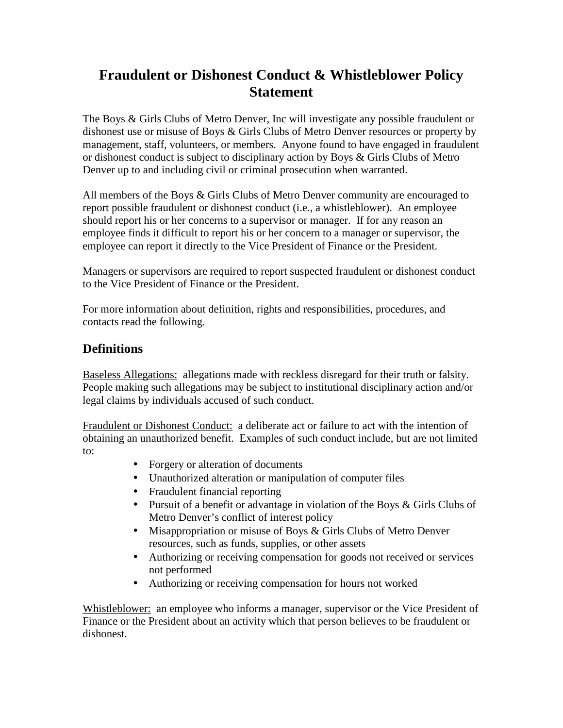# Fraudulent or Dishonest Conduct & Whistleblower Policy Statement

The Boys & Girls Clubs of Metro Denver, Inc will investigate any possible fraudulent or dishonest use or misuse of Boys & Girls Clubs of Metro Denver resources or property by management, staff, volunteers, or members. Anyone found to have engaged in fraudulent or dishonest conduct is subject to disciplinary action by Boys & Girls Clubs of Metro Denver up to and including civil or criminal prosecution when warranted.

All members of the Boys & Girls Clubs of Metro Denver community are encouraged to report possible fraudulent or dishonest conduct (i.e., a whistleblower). An employee should report his or her concerns to a supervisor or manager. If for any reason an employee finds it difficult to report his or her concern to a manager or supervisor, the employee can report it directly to the Vice President of Finance or the President.

Managers or supervisors are required to report suspected fraudulent or dishonest conduct to the Vice President of Finance or the President.

For more information about definition, rights and responsibilities, procedures, and contacts read the following.

## Definitions

Baseless Allegations: allegations made with reckless disregard for their truth or falsity. People making such allegations may be subject to institutional disciplinary action and/or legal claims by individuals accused of such conduct.

Fraudulent or Dishonest Conduct: a deliberate act or failure to act with the intention of obtaining an unauthorized benefit. Examples of such conduct include, but are not limited to:

- Forgery or alteration of documents
- Unauthorized alteration or manipulation of computer files
- Fraudulent financial reporting
- Pursuit of a benefit or advantage in violation of the Boys & Girls Clubs of Metro Denver's conflict of interest policy
- Misappropriation or misuse of Boys & Girls Clubs of Metro Denver resources, such as funds, supplies, or other assets
- Authorizing or receiving compensation for goods not received or services not performed
- Authorizing or receiving compensation for hours not worked

Whistleblower: an employee who informs a manager, supervisor or the Vice President of Finance or the President about an activity which that person believes to be fraudulent or dishonest.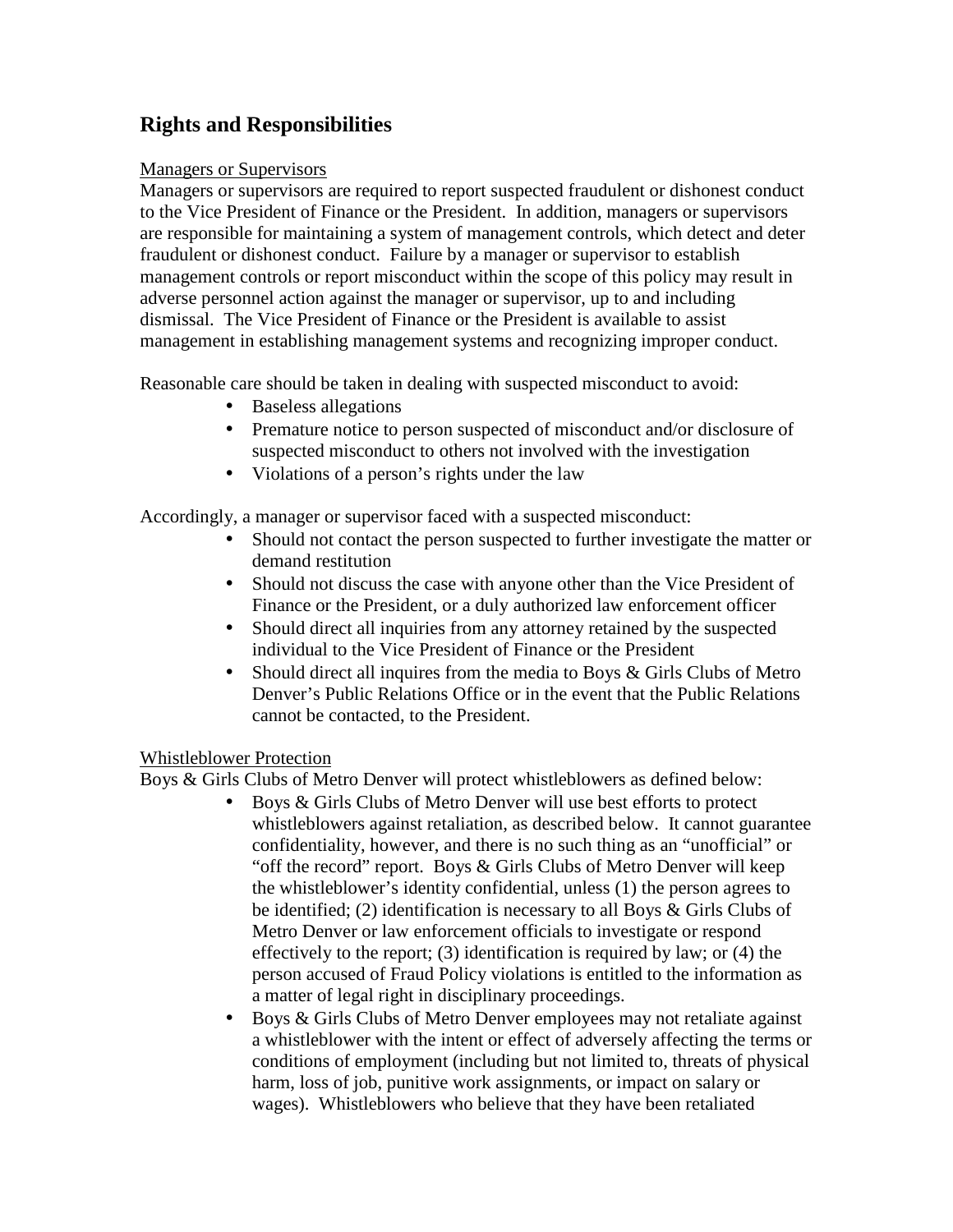## Rights and Responsibilities

Managers or Supervisors

Managers or supervisors are required to report suspected fraudulent or dishonest conduct to the Vice President of Finance or the President. In addition, managers or supervisors are responsible for maintaining a system of management controls, which detect and deter fraudulent or dishonest conduct. Failure by a manager or supervisor to establish management controls or report misconduct within the scope of this policy may result in adverse personnel action against the manager or supervisor, up to and including dismissal. The Vice President of Finance or the President is available to assist management in establishing management systems and recognizing improper conduct.

Reasonable care should be taken in dealing with suspected misconduct to avoid:

- Baseless allegations
- Premature notice to person suspected of misconduct and/or disclosure of suspected misconduct to others not involved with the investigation
- Violations of a person's rights under the law

Accordingly, a manager or supervisor faced with a suspected misconduct:

- Should not contact the person suspected to further investigate the matter or demand restitution
- Should not discuss the case with anyone other than the Vice President of Finance or the President, or a duly authorized law enforcement officer
- Should direct all inquiries from any attorney retained by the suspected individual to the Vice President of Finance or the President
- Should direct all inquires from the media to Boys & Girls Clubs of Metro Denver's Public Relations Office or in the event that the Public Relations cannot be contacted, to the President.

Whistleblower Protection

Boys & Girls Clubs of Metro Denver will protect whistleblowers as defined below:

- Boys & Girls Clubs of Metro Denver will use best efforts to protect whistleblowers against retaliation, as described below. It cannot guarantee confidentiality, however, and there is no such thing as an "unofficial" or "off the record" report. Boys & Girls Clubs of Metro Denver will keep the whistleblower's identity confidential, unless (1) the person agrees to be identified; (2) identification is necessary to all Boys & Girls Clubs of Metro Denver or law enforcement officials to investigate or respond effectively to the report; (3) identification is required by law; or (4) the person accused of Fraud Policy violations is entitled to the information as a matter of legal right in disciplinary proceedings.
- Boys & Girls Clubs of Metro Denver employees may not retaliate against a whistleblower with the intent or effect of adversely affecting the terms or conditions of employment (including but not limited to, threats of physical harm, loss of job, punitive work assignments, or impact on salary or wages). Whistleblowers who believe that they have been retaliated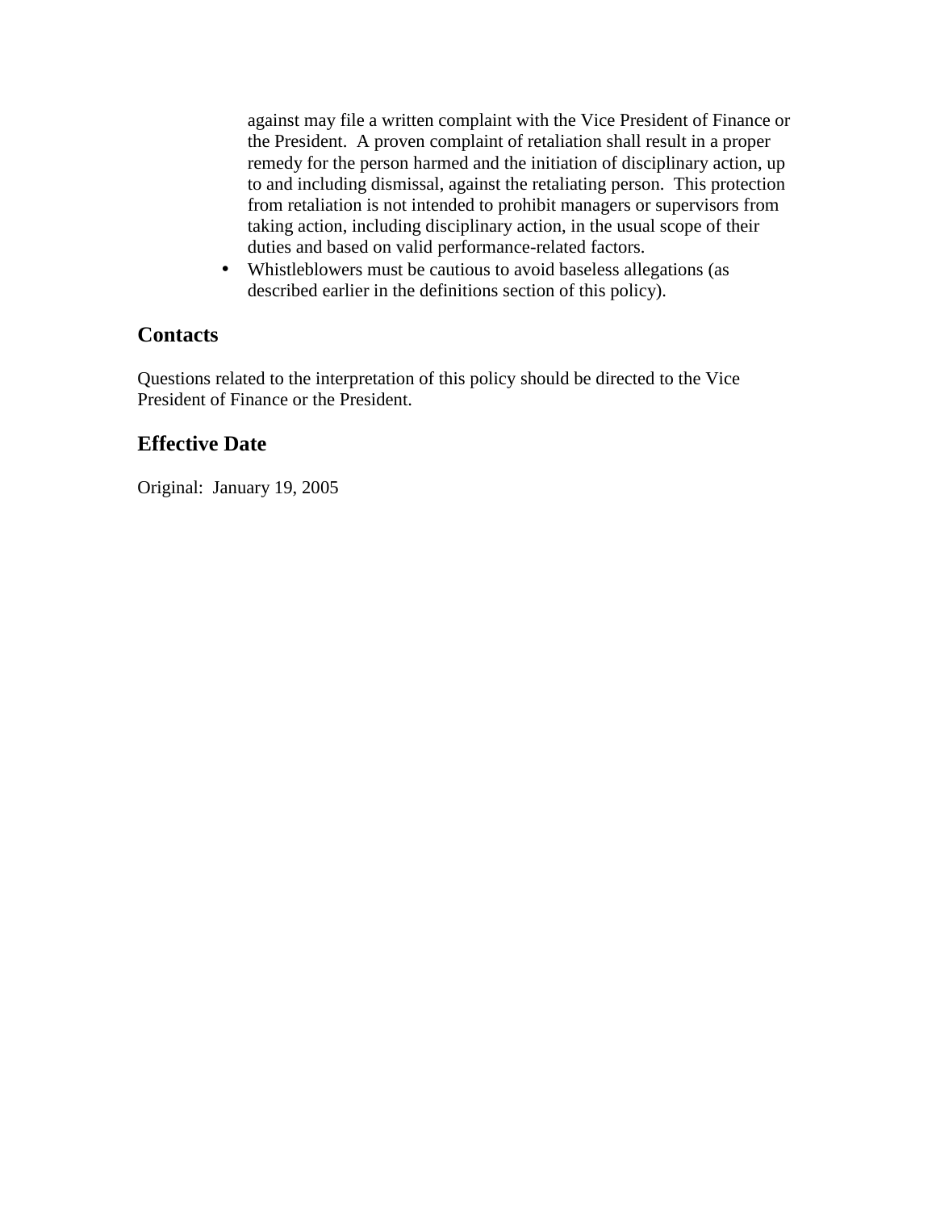against may file a written complaint with the Vice President of Finance or the President. A proven complaint of retaliation shall result in a proper remedy for the person harmed and the initiation of disciplinary action, up to and including dismissal, against the retaliating person. This protection from retaliation is not intended to prohibit managers or supervisors from taking action, including disciplinary action, in the usual scope of their duties and based on valid performance-related factors.

- Whistleblowers must be cautious to avoid baseless allegations (as described earlier in the definitions section of this policy).

## Contacts

Questions related to the interpretation of this policy should be directed to the Vice President of Finance or the President.

## Effective Date

Original: January 19, 2005